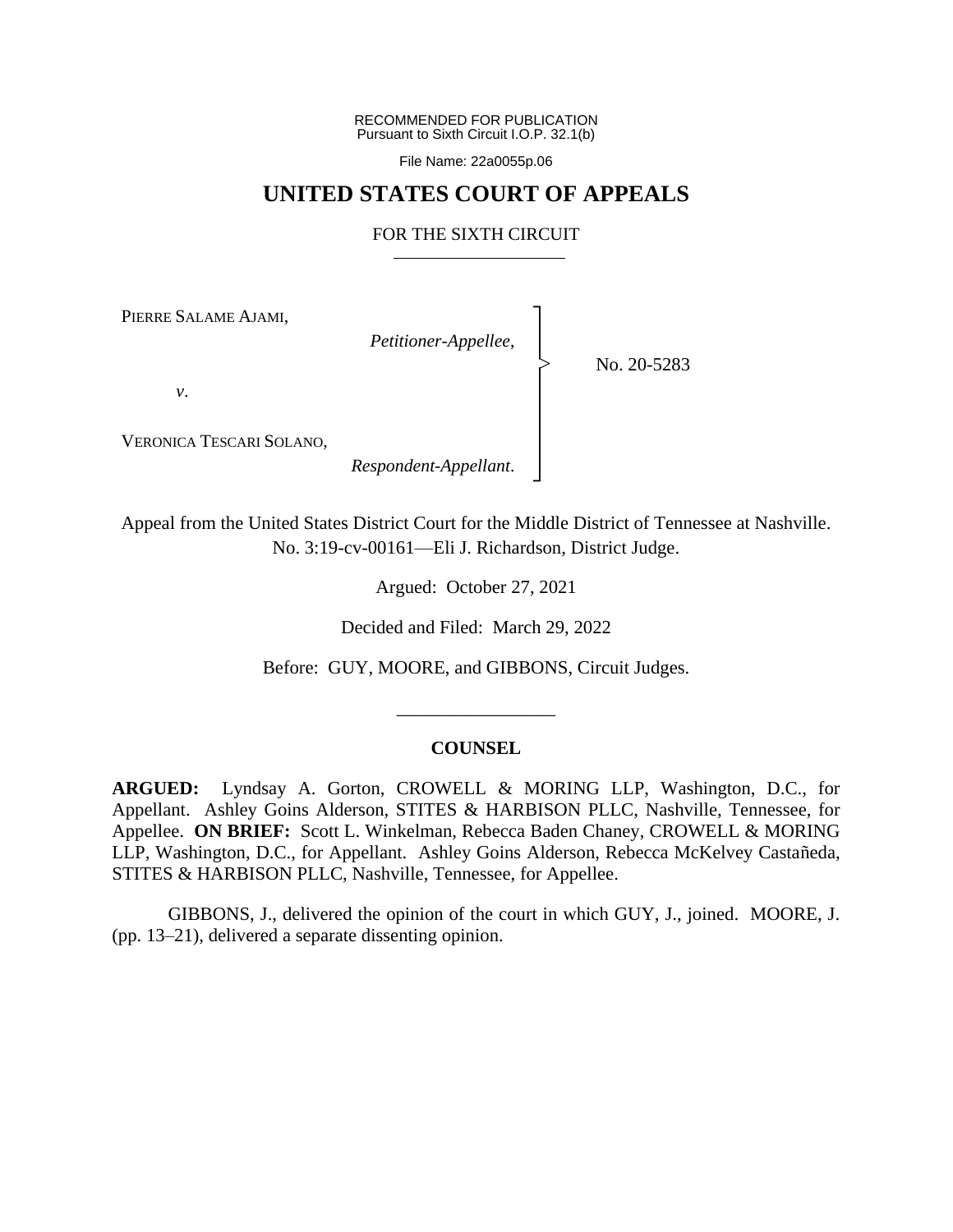RECOMMENDED FOR PUBLICATION
Pursuant to Sixth Circuit I.O.P. 32.1(b)

File Name: 22a0055p.06

# UNITED STATES COURT OF APPEALS

## FOR THE SIXTH CIRCUIT

PIERRE SALAME AJAMI,

*Petitioner-Appellee*,

*v*.

VERONICA TESCARI SOLANO,

*Respondent-Appellant*.

No. 20-5283

Appeal from the United States District Court for the Middle District of Tennessee at Nashville.
No. 3:19-cv-00161—Eli J. Richardson, District Judge.

Argued: October 27, 2021

Decided and Filed: March 29, 2022

Before: GUY, MOORE, and GIBBONS, Circuit Judges.

---

### COUNSEL

**ARGUED:** Lyndsay A. Gorton, CROWELL & MORING LLP, Washington, D.C., for Appellant. Ashley Goins Alderson, STITES & HARBISON PLLC, Nashville, Tennessee, for Appellee. **ON BRIEF:** Scott L. Winkelman, Rebecca Baden Chaney, CROWELL & MORING LLP, Washington, D.C., for Appellant. Ashley Goins Alderson, Rebecca McKelvey Castañeda, STITES & HARBISON PLLC, Nashville, Tennessee, for Appellee.

GIBBONS, J., delivered the opinion of the court in which GUY, J., joined. MOORE, J. (pp. 13–21), delivered a separate dissenting opinion.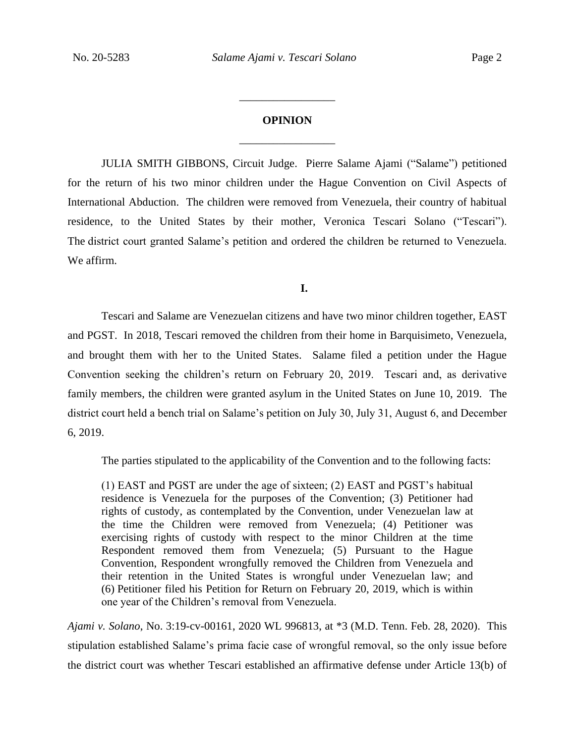## OPINION

JULIA SMITH GIBBONS, Circuit Judge. Pierre Salame Ajami ("Salame") petitioned for the return of his two minor children under the Hague Convention on Civil Aspects of International Abduction. The children were removed from Venezuela, their country of habitual residence, to the United States by their mother, Veronica Tescari Solano ("Tescari"). The district court granted Salame's petition and ordered the children be returned to Venezuela. We affirm.

### I.

Tescari and Salame are Venezuelan citizens and have two minor children together, EAST and PGST. In 2018, Tescari removed the children from their home in Barquisimeto, Venezuela, and brought them with her to the United States. Salame filed a petition under the Hague Convention seeking the children's return on February 20, 2019. Tescari and, as derivative family members, the children were granted asylum in the United States on June 10, 2019. The district court held a bench trial on Salame's petition on July 30, July 31, August 6, and December 6, 2019.

The parties stipulated to the applicability of the Convention and to the following facts:

> (1) EAST and PGST are under the age of sixteen; (2) EAST and PGST's habitual residence is Venezuela for the purposes of the Convention; (3) Petitioner had rights of custody, as contemplated by the Convention, under Venezuelan law at the time the Children were removed from Venezuela; (4) Petitioner was exercising rights of custody with respect to the minor Children at the time Respondent removed them from Venezuela; (5) Pursuant to the Hague Convention, Respondent wrongfully removed the Children from Venezuela and their retention in the United States is wrongful under Venezuelan law; and (6) Petitioner filed his Petition for Return on February 20, 2019, which is within one year of the Children's removal from Venezuela.

*Ajami v. Solano*, No. 3:19-cv-00161, 2020 WL 996813, at *3 (M.D. Tenn. Feb. 28, 2020). This stipulation established Salame's prima facie case of wrongful removal, so the only issue before the district court was whether Tescari established an affirmative defense under Article 13(b) of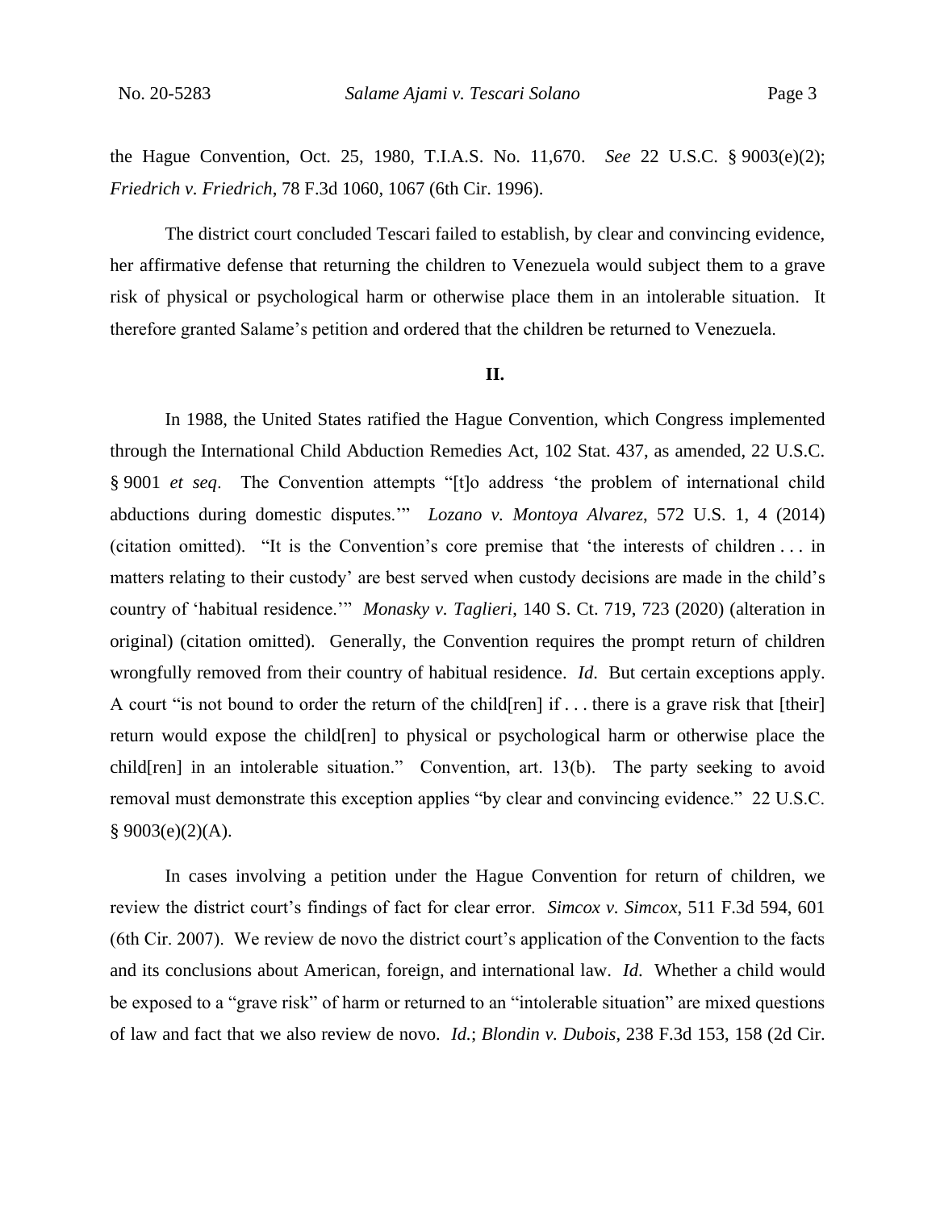the Hague Convention, Oct. 25, 1980, T.I.A.S. No. 11,670. *See* 22 U.S.C. § 9003(e)(2); *Friedrich v. Friedrich*, 78 F.3d 1060, 1067 (6th Cir. 1996).

The district court concluded Tescari failed to establish, by clear and convincing evidence, her affirmative defense that returning the children to Venezuela would subject them to a grave risk of physical or psychological harm or otherwise place them in an intolerable situation. It therefore granted Salame's petition and ordered that the children be returned to Venezuela.

## II.

In 1988, the United States ratified the Hague Convention, which Congress implemented through the International Child Abduction Remedies Act, 102 Stat. 437, as amended, 22 U.S.C. § 9001 *et seq*. The Convention attempts "[t]o address 'the problem of international child abductions during domestic disputes.'" *Lozano v. Montoya Alvarez*, 572 U.S. 1, 4 (2014) (citation omitted). "It is the Convention's core premise that 'the interests of children . . . in matters relating to their custody' are best served when custody decisions are made in the child's country of 'habitual residence.'" *Monasky v. Taglieri*, 140 S. Ct. 719, 723 (2020) (alteration in original) (citation omitted). Generally, the Convention requires the prompt return of children wrongfully removed from their country of habitual residence. *Id*. But certain exceptions apply. A court "is not bound to order the return of the child[ren] if . . . there is a grave risk that [their] return would expose the child[ren] to physical or psychological harm or otherwise place the child[ren] in an intolerable situation." Convention, art. 13(b). The party seeking to avoid removal must demonstrate this exception applies "by clear and convincing evidence." 22 U.S.C. § 9003(e)(2)(A).

In cases involving a petition under the Hague Convention for return of children, we review the district court's findings of fact for clear error. *Simcox v. Simcox*, 511 F.3d 594, 601 (6th Cir. 2007). We review de novo the district court's application of the Convention to the facts and its conclusions about American, foreign, and international law. *Id*. Whether a child would be exposed to a "grave risk" of harm or returned to an "intolerable situation" are mixed questions of law and fact that we also review de novo. *Id.*; *Blondin v. Dubois*, 238 F.3d 153, 158 (2d Cir.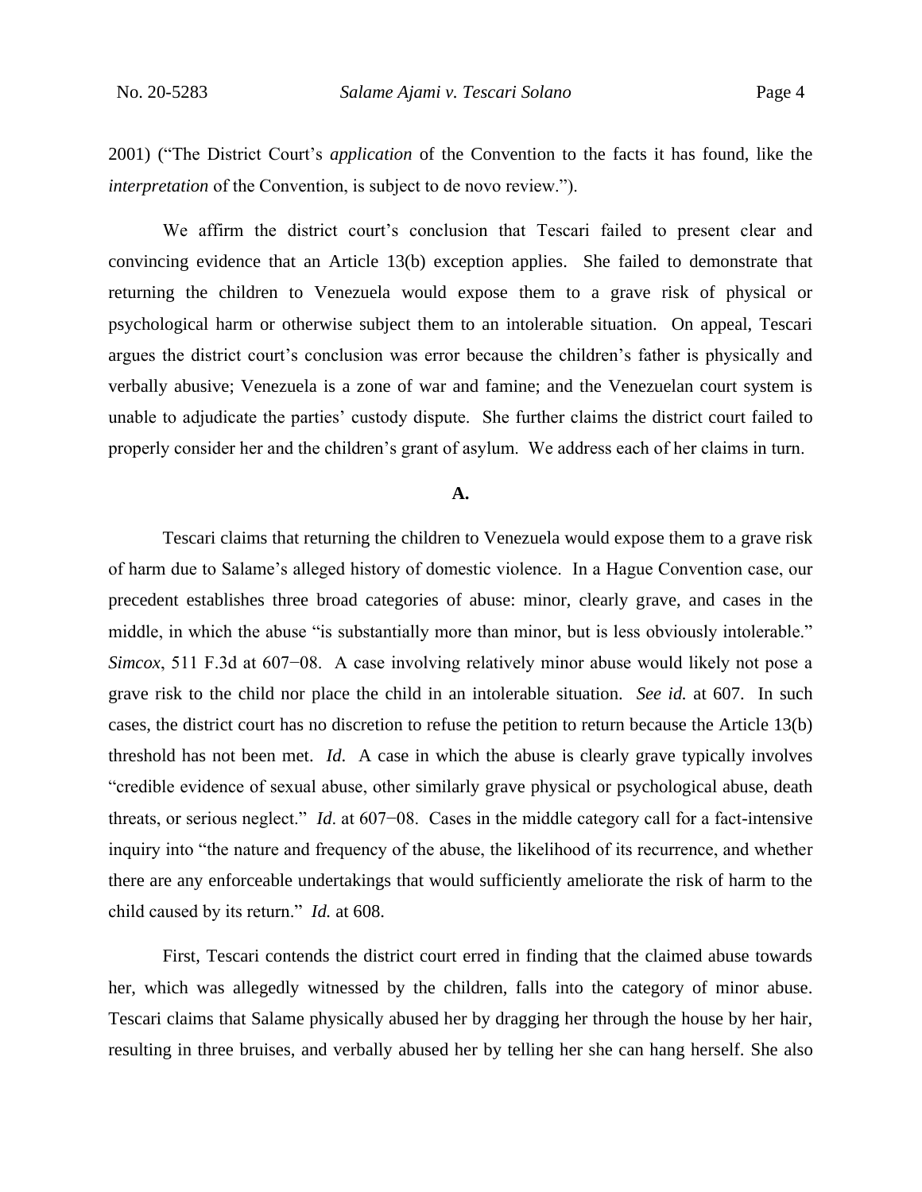2001) ("The District Court's *application* of the Convention to the facts it has found, like the *interpretation* of the Convention, is subject to de novo review.").

We affirm the district court's conclusion that Tescari failed to present clear and convincing evidence that an Article 13(b) exception applies. She failed to demonstrate that returning the children to Venezuela would expose them to a grave risk of physical or psychological harm or otherwise subject them to an intolerable situation. On appeal, Tescari argues the district court's conclusion was error because the children's father is physically and verbally abusive; Venezuela is a zone of war and famine; and the Venezuelan court system is unable to adjudicate the parties' custody dispute. She further claims the district court failed to properly consider her and the children's grant of asylum. We address each of her claims in turn.

**A.**

Tescari claims that returning the children to Venezuela would expose them to a grave risk of harm due to Salame's alleged history of domestic violence. In a Hague Convention case, our precedent establishes three broad categories of abuse: minor, clearly grave, and cases in the middle, in which the abuse "is substantially more than minor, but is less obviously intolerable." *Simcox*, 511 F.3d at 607−08. A case involving relatively minor abuse would likely not pose a grave risk to the child nor place the child in an intolerable situation. *See id.* at 607. In such cases, the district court has no discretion to refuse the petition to return because the Article 13(b) threshold has not been met. *Id.* A case in which the abuse is clearly grave typically involves "credible evidence of sexual abuse, other similarly grave physical or psychological abuse, death threats, or serious neglect." *Id*. at 607−08. Cases in the middle category call for a fact-intensive inquiry into "the nature and frequency of the abuse, the likelihood of its recurrence, and whether there are any enforceable undertakings that would sufficiently ameliorate the risk of harm to the child caused by its return." *Id.* at 608.

First, Tescari contends the district court erred in finding that the claimed abuse towards her, which was allegedly witnessed by the children, falls into the category of minor abuse. Tescari claims that Salame physically abused her by dragging her through the house by her hair, resulting in three bruises, and verbally abused her by telling her she can hang herself. She also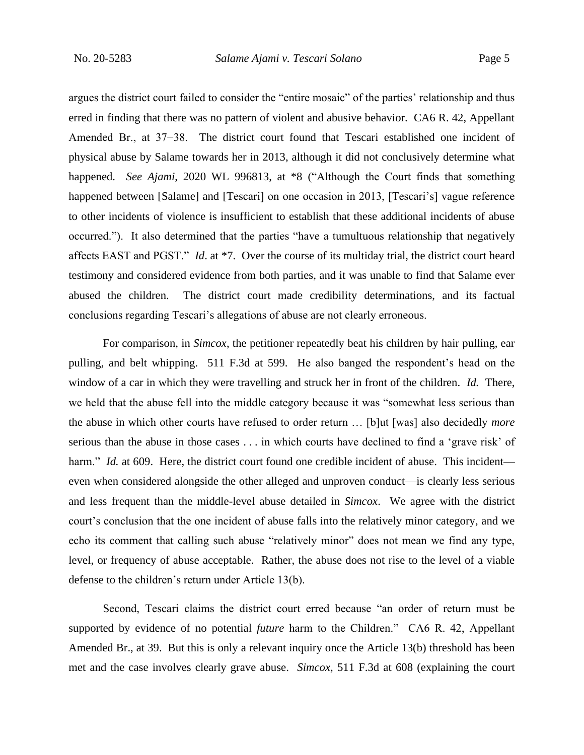argues the district court failed to consider the "entire mosaic" of the parties' relationship and thus erred in finding that there was no pattern of violent and abusive behavior. CA6 R. 42, Appellant Amended Br., at 37−38. The district court found that Tescari established one incident of physical abuse by Salame towards her in 2013, although it did not conclusively determine what happened. *See Ajami*, 2020 WL 996813, at *8 ("Although the Court finds that something happened between [Salame] and [Tescari] on one occasion in 2013, [Tescari's] vague reference to other incidents of violence is insufficient to establish that these additional incidents of abuse occurred."). It also determined that the parties "have a tumultuous relationship that negatively affects EAST and PGST." *Id*. at *7. Over the course of its multiday trial, the district court heard testimony and considered evidence from both parties, and it was unable to find that Salame ever abused the children. The district court made credibility determinations, and its factual conclusions regarding Tescari's allegations of abuse are not clearly erroneous.

For comparison, in *Simcox*, the petitioner repeatedly beat his children by hair pulling, ear pulling, and belt whipping. 511 F.3d at 599. He also banged the respondent's head on the window of a car in which they were travelling and struck her in front of the children. *Id.* There, we held that the abuse fell into the middle category because it was "somewhat less serious than the abuse in which other courts have refused to order return … [b]ut [was] also decidedly *more* serious than the abuse in those cases . . . in which courts have declined to find a 'grave risk' of harm." *Id.* at 609. Here, the district court found one credible incident of abuse. This incident—even when considered alongside the other alleged and unproven conduct—is clearly less serious and less frequent than the middle-level abuse detailed in *Simcox*. We agree with the district court's conclusion that the one incident of abuse falls into the relatively minor category, and we echo its comment that calling such abuse "relatively minor" does not mean we find any type, level, or frequency of abuse acceptable. Rather, the abuse does not rise to the level of a viable defense to the children's return under Article 13(b).

Second, Tescari claims the district court erred because "an order of return must be supported by evidence of no potential *future* harm to the Children." CA6 R. 42, Appellant Amended Br., at 39. But this is only a relevant inquiry once the Article 13(b) threshold has been met and the case involves clearly grave abuse. *Simcox*, 511 F.3d at 608 (explaining the court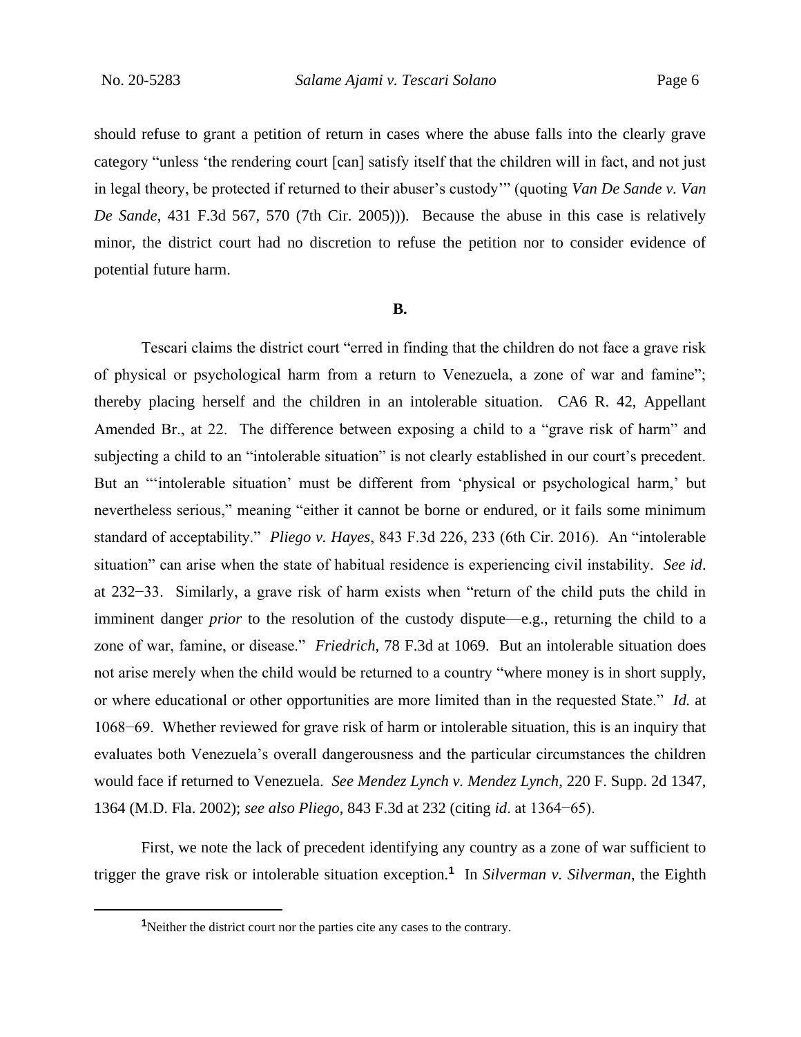should refuse to grant a petition of return in cases where the abuse falls into the clearly grave category "unless 'the rendering court [can] satisfy itself that the children will in fact, and not just in legal theory, be protected if returned to their abuser's custody'" (quoting *Van De Sande v. Van De Sande*, 431 F.3d 567, 570 (7th Cir. 2005))). Because the abuse in this case is relatively minor, the district court had no discretion to refuse the petition nor to consider evidence of potential future harm.

**B.**

Tescari claims the district court "erred in finding that the children do not face a grave risk of physical or psychological harm from a return to Venezuela, a zone of war and famine"; thereby placing herself and the children in an intolerable situation. CA6 R. 42, Appellant Amended Br., at 22. The difference between exposing a child to a "grave risk of harm" and subjecting a child to an "intolerable situation" is not clearly established in our court's precedent. But an "'intolerable situation' must be different from 'physical or psychological harm,' but nevertheless serious," meaning "either it cannot be borne or endured, or it fails some minimum standard of acceptability." *Pliego v. Hayes*, 843 F.3d 226, 233 (6th Cir. 2016). An "intolerable situation" can arise when the state of habitual residence is experiencing civil instability. *See id*. at 232−33. Similarly, a grave risk of harm exists when "return of the child puts the child in imminent danger *prior* to the resolution of the custody dispute—e.g., returning the child to a zone of war, famine, or disease." *Friedrich*, 78 F.3d at 1069. But an intolerable situation does not arise merely when the child would be returned to a country "where money is in short supply, or where educational or other opportunities are more limited than in the requested State." *Id.* at 1068−69. Whether reviewed for grave risk of harm or intolerable situation, this is an inquiry that evaluates both Venezuela's overall dangerousness and the particular circumstances the children would face if returned to Venezuela. *See Mendez Lynch v. Mendez Lynch*, 220 F. Supp. 2d 1347, 1364 (M.D. Fla. 2002); *see also Pliego*, 843 F.3d at 232 (citing *id*. at 1364−65).

First, we note the lack of precedent identifying any country as a zone of war sufficient to trigger the grave risk or intolerable situation exception.[1] In *Silverman v. Silverman*, the Eighth

[1] Neither the district court nor the parties cite any cases to the contrary.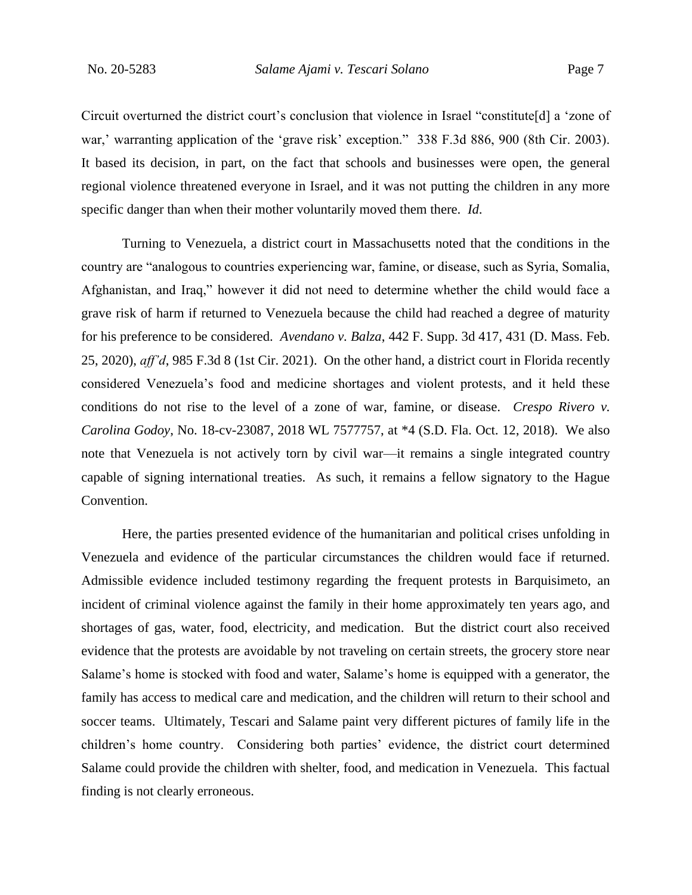Circuit overturned the district court's conclusion that violence in Israel "constitute[d] a 'zone of war,' warranting application of the 'grave risk' exception." 338 F.3d 886, 900 (8th Cir. 2003). It based its decision, in part, on the fact that schools and businesses were open, the general regional violence threatened everyone in Israel, and it was not putting the children in any more specific danger than when their mother voluntarily moved them there. *Id*.

Turning to Venezuela, a district court in Massachusetts noted that the conditions in the country are "analogous to countries experiencing war, famine, or disease, such as Syria, Somalia, Afghanistan, and Iraq," however it did not need to determine whether the child would face a grave risk of harm if returned to Venezuela because the child had reached a degree of maturity for his preference to be considered. *Avendano v. Balza*, 442 F. Supp. 3d 417, 431 (D. Mass. Feb. 25, 2020), *aff'd*, 985 F.3d 8 (1st Cir. 2021). On the other hand, a district court in Florida recently considered Venezuela's food and medicine shortages and violent protests, and it held these conditions do not rise to the level of a zone of war, famine, or disease. *Crespo Rivero v. Carolina Godoy*, No. 18-cv-23087, 2018 WL 7577757, at *4 (S.D. Fla. Oct. 12, 2018). We also note that Venezuela is not actively torn by civil war—it remains a single integrated country capable of signing international treaties. As such, it remains a fellow signatory to the Hague Convention.

Here, the parties presented evidence of the humanitarian and political crises unfolding in Venezuela and evidence of the particular circumstances the children would face if returned. Admissible evidence included testimony regarding the frequent protests in Barquisimeto, an incident of criminal violence against the family in their home approximately ten years ago, and shortages of gas, water, food, electricity, and medication. But the district court also received evidence that the protests are avoidable by not traveling on certain streets, the grocery store near Salame's home is stocked with food and water, Salame's home is equipped with a generator, the family has access to medical care and medication, and the children will return to their school and soccer teams. Ultimately, Tescari and Salame paint very different pictures of family life in the children's home country. Considering both parties' evidence, the district court determined Salame could provide the children with shelter, food, and medication in Venezuela. This factual finding is not clearly erroneous.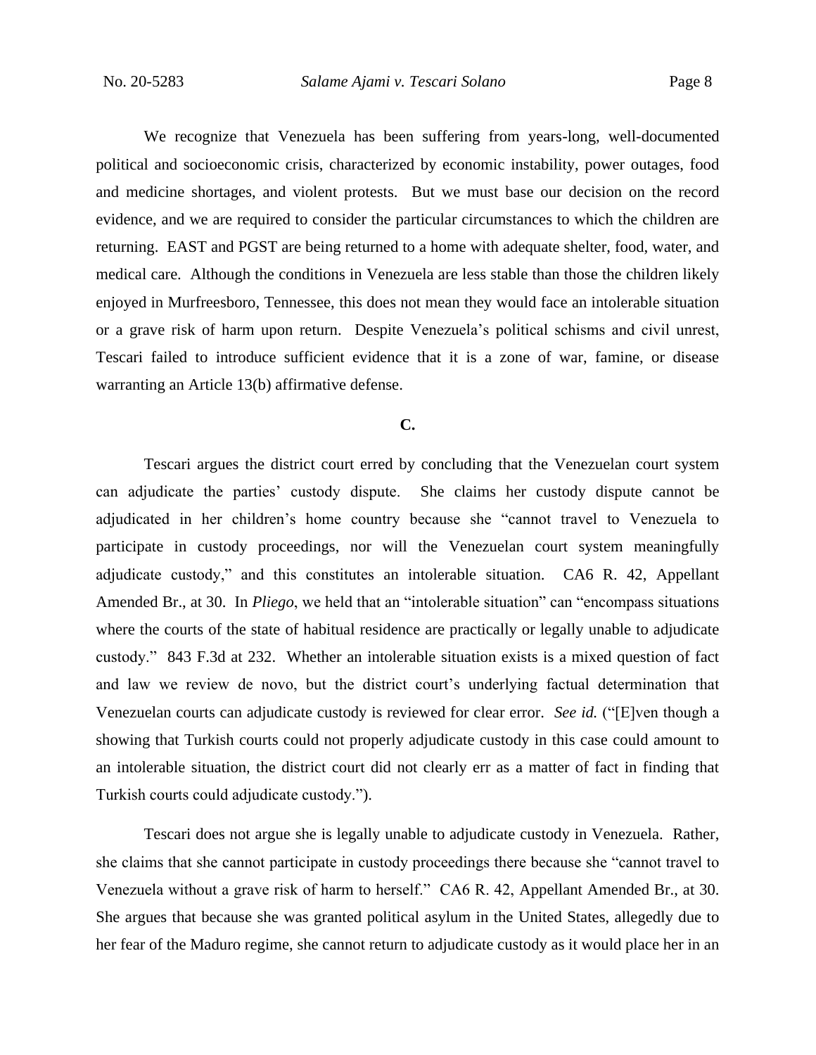We recognize that Venezuela has been suffering from years-long, well-documented political and socioeconomic crisis, characterized by economic instability, power outages, food and medicine shortages, and violent protests. But we must base our decision on the record evidence, and we are required to consider the particular circumstances to which the children are returning. EAST and PGST are being returned to a home with adequate shelter, food, water, and medical care. Although the conditions in Venezuela are less stable than those the children likely enjoyed in Murfreesboro, Tennessee, this does not mean they would face an intolerable situation or a grave risk of harm upon return. Despite Venezuela's political schisms and civil unrest, Tescari failed to introduce sufficient evidence that it is a zone of war, famine, or disease warranting an Article 13(b) affirmative defense.

**C.**

Tescari argues the district court erred by concluding that the Venezuelan court system can adjudicate the parties' custody dispute. She claims her custody dispute cannot be adjudicated in her children's home country because she "cannot travel to Venezuela to participate in custody proceedings, nor will the Venezuelan court system meaningfully adjudicate custody," and this constitutes an intolerable situation. CA6 R. 42, Appellant Amended Br., at 30. In *Pliego*, we held that an "intolerable situation" can "encompass situations where the courts of the state of habitual residence are practically or legally unable to adjudicate custody." 843 F.3d at 232. Whether an intolerable situation exists is a mixed question of fact and law we review de novo, but the district court's underlying factual determination that Venezuelan courts can adjudicate custody is reviewed for clear error. *See id.* ("[E]ven though a showing that Turkish courts could not properly adjudicate custody in this case could amount to an intolerable situation, the district court did not clearly err as a matter of fact in finding that Turkish courts could adjudicate custody.").

Tescari does not argue she is legally unable to adjudicate custody in Venezuela. Rather, she claims that she cannot participate in custody proceedings there because she "cannot travel to Venezuela without a grave risk of harm to herself." CA6 R. 42, Appellant Amended Br., at 30. She argues that because she was granted political asylum in the United States, allegedly due to her fear of the Maduro regime, she cannot return to adjudicate custody as it would place her in an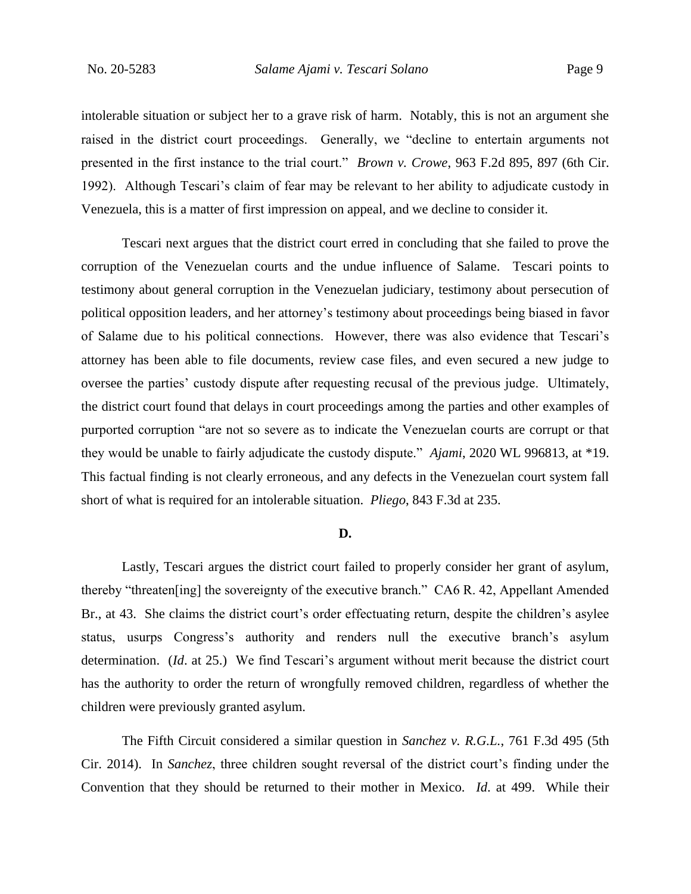intolerable situation or subject her to a grave risk of harm. Notably, this is not an argument she raised in the district court proceedings. Generally, we "decline to entertain arguments not presented in the first instance to the trial court." *Brown v. Crowe*, 963 F.2d 895, 897 (6th Cir. 1992). Although Tescari's claim of fear may be relevant to her ability to adjudicate custody in Venezuela, this is a matter of first impression on appeal, and we decline to consider it.

Tescari next argues that the district court erred in concluding that she failed to prove the corruption of the Venezuelan courts and the undue influence of Salame. Tescari points to testimony about general corruption in the Venezuelan judiciary, testimony about persecution of political opposition leaders, and her attorney's testimony about proceedings being biased in favor of Salame due to his political connections. However, there was also evidence that Tescari's attorney has been able to file documents, review case files, and even secured a new judge to oversee the parties' custody dispute after requesting recusal of the previous judge. Ultimately, the district court found that delays in court proceedings among the parties and other examples of purported corruption "are not so severe as to indicate the Venezuelan courts are corrupt or that they would be unable to fairly adjudicate the custody dispute." *Ajami*, 2020 WL 996813, at *19. This factual finding is not clearly erroneous, and any defects in the Venezuelan court system fall short of what is required for an intolerable situation. *Pliego*, 843 F.3d at 235.

**D.**

Lastly, Tescari argues the district court failed to properly consider her grant of asylum, thereby "threaten[ing] the sovereignty of the executive branch." CA6 R. 42, Appellant Amended Br., at 43. She claims the district court's order effectuating return, despite the children's asylee status, usurps Congress's authority and renders null the executive branch's asylum determination. (*Id*. at 25.) We find Tescari's argument without merit because the district court has the authority to order the return of wrongfully removed children, regardless of whether the children were previously granted asylum.

The Fifth Circuit considered a similar question in *Sanchez v. R.G.L.*, 761 F.3d 495 (5th Cir. 2014). In *Sanchez*, three children sought reversal of the district court's finding under the Convention that they should be returned to their mother in Mexico. *Id*. at 499. While their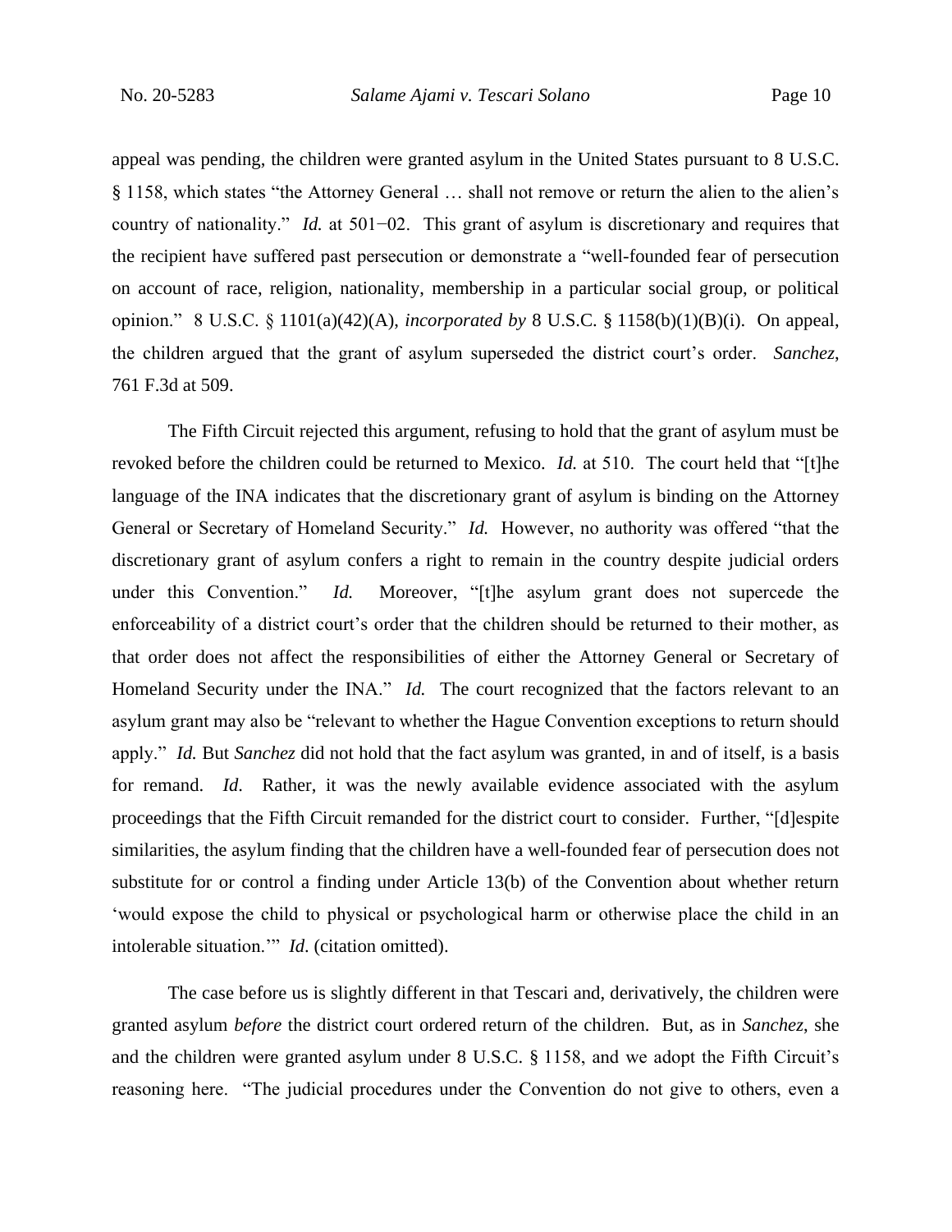appeal was pending, the children were granted asylum in the United States pursuant to 8 U.S.C. § 1158, which states "the Attorney General … shall not remove or return the alien to the alien's country of nationality." *Id.* at 501−02. This grant of asylum is discretionary and requires that the recipient have suffered past persecution or demonstrate a "well-founded fear of persecution on account of race, religion, nationality, membership in a particular social group, or political opinion." 8 U.S.C. § 1101(a)(42)(A), *incorporated by* 8 U.S.C. § 1158(b)(1)(B)(i). On appeal, the children argued that the grant of asylum superseded the district court's order. *Sanchez*, 761 F.3d at 509.

The Fifth Circuit rejected this argument, refusing to hold that the grant of asylum must be revoked before the children could be returned to Mexico. *Id.* at 510. The court held that "[t]he language of the INA indicates that the discretionary grant of asylum is binding on the Attorney General or Secretary of Homeland Security." *Id.* However, no authority was offered "that the discretionary grant of asylum confers a right to remain in the country despite judicial orders under this Convention." *Id.* Moreover, "[t]he asylum grant does not supercede the enforceability of a district court's order that the children should be returned to their mother, as that order does not affect the responsibilities of either the Attorney General or Secretary of Homeland Security under the INA." *Id.* The court recognized that the factors relevant to an asylum grant may also be "relevant to whether the Hague Convention exceptions to return should apply." *Id.* But *Sanchez* did not hold that the fact asylum was granted, in and of itself, is a basis for remand. *Id*. Rather, it was the newly available evidence associated with the asylum proceedings that the Fifth Circuit remanded for the district court to consider. Further, "[d]espite similarities, the asylum finding that the children have a well-founded fear of persecution does not substitute for or control a finding under Article 13(b) of the Convention about whether return 'would expose the child to physical or psychological harm or otherwise place the child in an intolerable situation.'" *Id*. (citation omitted).

The case before us is slightly different in that Tescari and, derivatively, the children were granted asylum *before* the district court ordered return of the children. But, as in *Sanchez*, she and the children were granted asylum under 8 U.S.C. § 1158, and we adopt the Fifth Circuit's reasoning here. "The judicial procedures under the Convention do not give to others, even a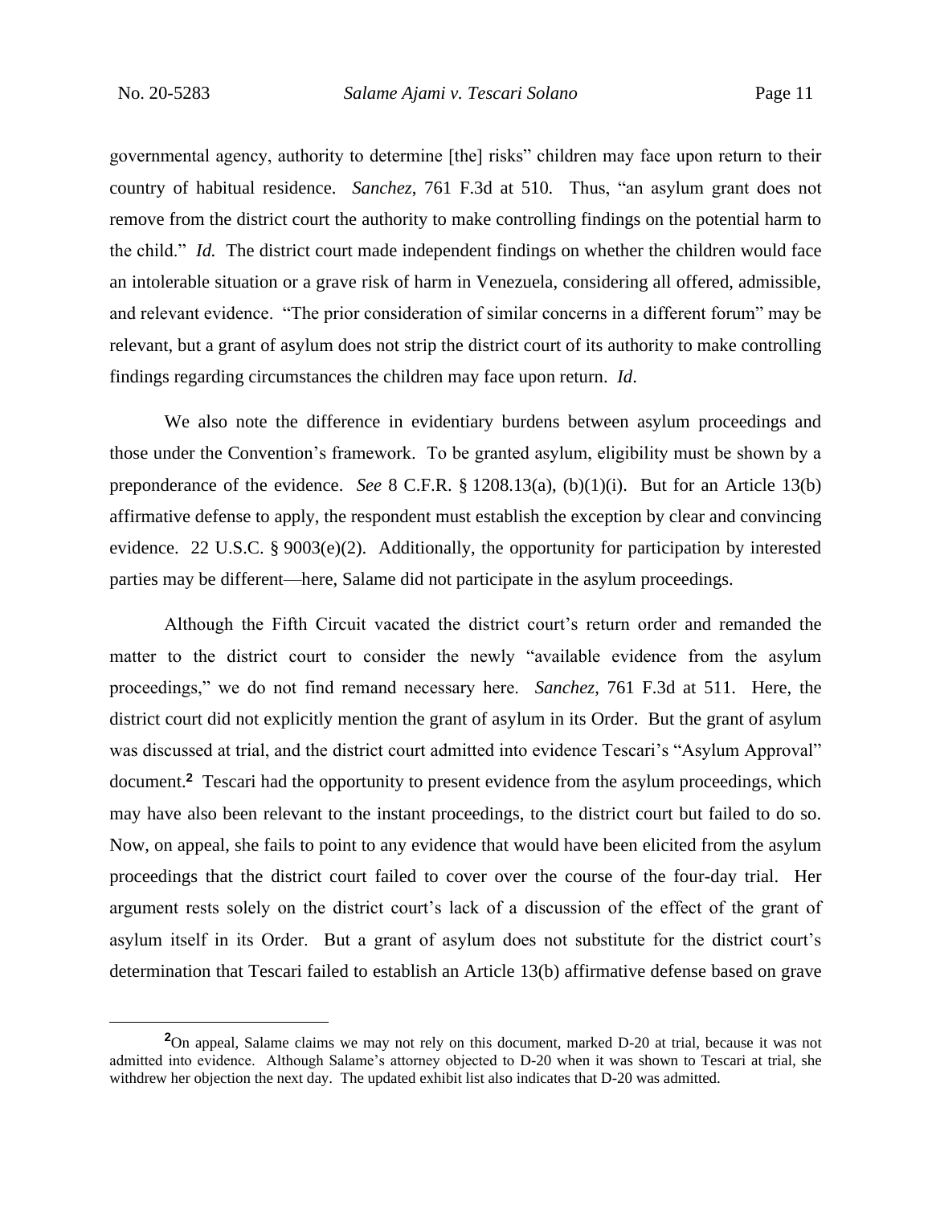governmental agency, authority to determine [the] risks" children may face upon return to their country of habitual residence. *Sanchez*, 761 F.3d at 510. Thus, "an asylum grant does not remove from the district court the authority to make controlling findings on the potential harm to the child." *Id.* The district court made independent findings on whether the children would face an intolerable situation or a grave risk of harm in Venezuela, considering all offered, admissible, and relevant evidence. "The prior consideration of similar concerns in a different forum" may be relevant, but a grant of asylum does not strip the district court of its authority to make controlling findings regarding circumstances the children may face upon return. *Id*.

We also note the difference in evidentiary burdens between asylum proceedings and those under the Convention's framework. To be granted asylum, eligibility must be shown by a preponderance of the evidence. *See* 8 C.F.R. § 1208.13(a), (b)(1)(i). But for an Article 13(b) affirmative defense to apply, the respondent must establish the exception by clear and convincing evidence. 22 U.S.C. § 9003(e)(2). Additionally, the opportunity for participation by interested parties may be different—here, Salame did not participate in the asylum proceedings.

Although the Fifth Circuit vacated the district court's return order and remanded the matter to the district court to consider the newly "available evidence from the asylum proceedings," we do not find remand necessary here. *Sanchez*, 761 F.3d at 511. Here, the district court did not explicitly mention the grant of asylum in its Order. But the grant of asylum was discussed at trial, and the district court admitted into evidence Tescari's "Asylum Approval" document.[2] Tescari had the opportunity to present evidence from the asylum proceedings, which may have also been relevant to the instant proceedings, to the district court but failed to do so. Now, on appeal, she fails to point to any evidence that would have been elicited from the asylum proceedings that the district court failed to cover over the course of the four-day trial. Her argument rests solely on the district court's lack of a discussion of the effect of the grant of asylum itself in its Order. But a grant of asylum does not substitute for the district court's determination that Tescari failed to establish an Article 13(b) affirmative defense based on grave

[2] On appeal, Salame claims we may not rely on this document, marked D-20 at trial, because it was not admitted into evidence. Although Salame's attorney objected to D-20 when it was shown to Tescari at trial, she withdrew her objection the next day. The updated exhibit list also indicates that D-20 was admitted.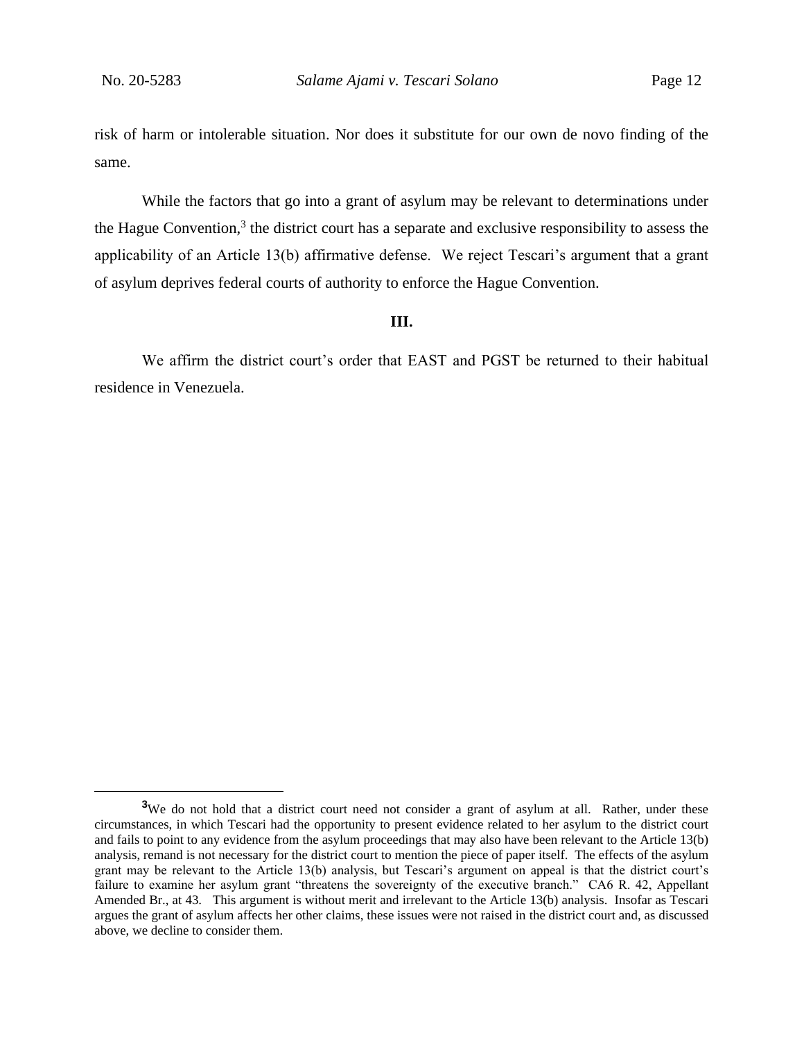risk of harm or intolerable situation. Nor does it substitute for our own de novo finding of the same.

While the factors that go into a grant of asylum may be relevant to determinations under the Hague Convention,[3] the district court has a separate and exclusive responsibility to assess the applicability of an Article 13(b) affirmative defense. We reject Tescari's argument that a grant of asylum deprives federal courts of authority to enforce the Hague Convention.

## III.

We affirm the district court's order that EAST and PGST be returned to their habitual residence in Venezuela.

---

[3]We do not hold that a district court need not consider a grant of asylum at all. Rather, under these circumstances, in which Tescari had the opportunity to present evidence related to her asylum to the district court and fails to point to any evidence from the asylum proceedings that may also have been relevant to the Article 13(b) analysis, remand is not necessary for the district court to mention the piece of paper itself. The effects of the asylum grant may be relevant to the Article 13(b) analysis, but Tescari's argument on appeal is that the district court's failure to examine her asylum grant "threatens the sovereignty of the executive branch." CA6 R. 42, Appellant Amended Br., at 43. This argument is without merit and irrelevant to the Article 13(b) analysis. Insofar as Tescari argues the grant of asylum affects her other claims, these issues were not raised in the district court and, as discussed above, we decline to consider them.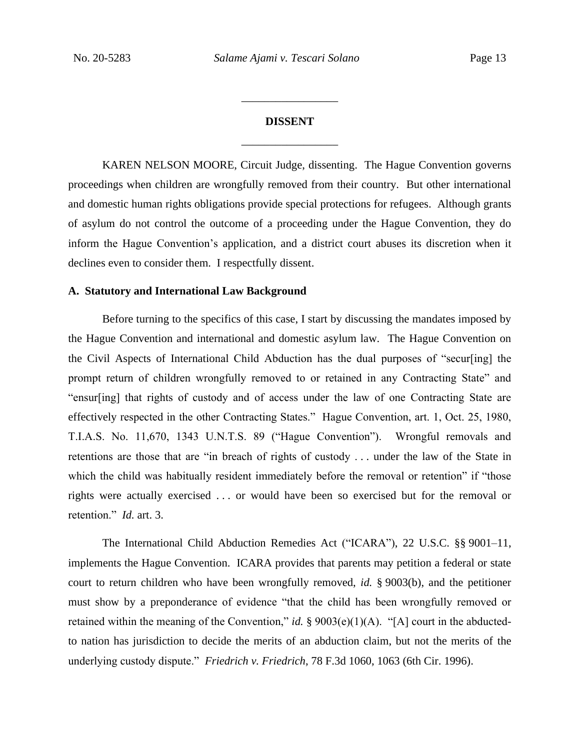## DISSENT

KAREN NELSON MOORE, Circuit Judge, dissenting. The Hague Convention governs proceedings when children are wrongfully removed from their country. But other international and domestic human rights obligations provide special protections for refugees. Although grants of asylum do not control the outcome of a proceeding under the Hague Convention, they do inform the Hague Convention's application, and a district court abuses its discretion when it declines even to consider them. I respectfully dissent.

### A. Statutory and International Law Background

Before turning to the specifics of this case, I start by discussing the mandates imposed by the Hague Convention and international and domestic asylum law. The Hague Convention on the Civil Aspects of International Child Abduction has the dual purposes of "secur[ing] the prompt return of children wrongfully removed to or retained in any Contracting State" and "ensur[ing] that rights of custody and of access under the law of one Contracting State are effectively respected in the other Contracting States." Hague Convention, art. 1, Oct. 25, 1980, T.I.A.S. No. 11,670, 1343 U.N.T.S. 89 ("Hague Convention"). Wrongful removals and retentions are those that are "in breach of rights of custody . . . under the law of the State in which the child was habitually resident immediately before the removal or retention" if "those rights were actually exercised . . . or would have been so exercised but for the removal or retention." *Id.* art. 3.

The International Child Abduction Remedies Act ("ICARA"), 22 U.S.C. §§ 9001–11, implements the Hague Convention. ICARA provides that parents may petition a federal or state court to return children who have been wrongfully removed, *id.* § 9003(b), and the petitioner must show by a preponderance of evidence "that the child has been wrongfully removed or retained within the meaning of the Convention," *id.* § 9003(e)(1)(A). "[A] court in the abducted-to nation has jurisdiction to decide the merits of an abduction claim, but not the merits of the underlying custody dispute." *Friedrich v. Friedrich*, 78 F.3d 1060, 1063 (6th Cir. 1996).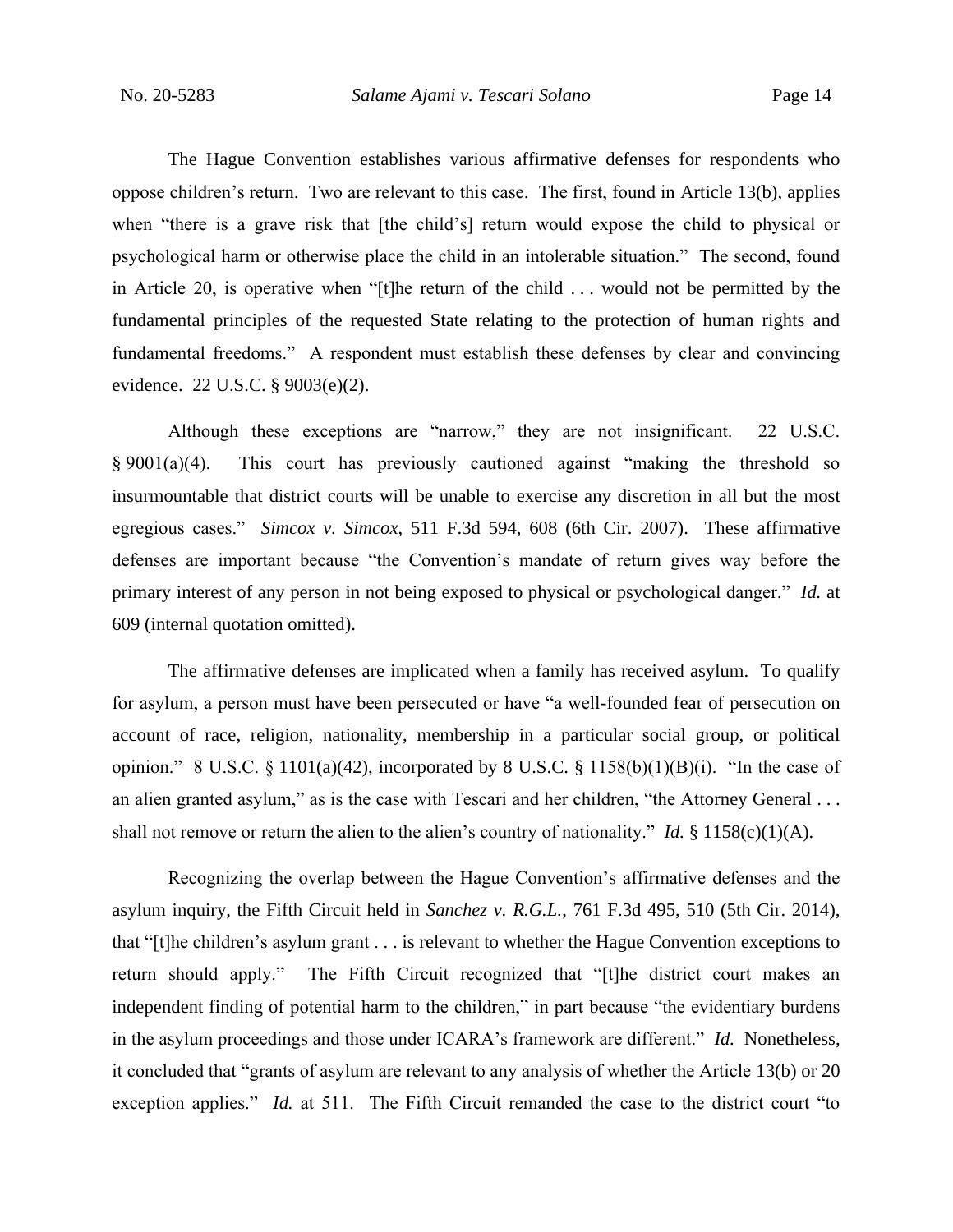The Hague Convention establishes various affirmative defenses for respondents who oppose children's return. Two are relevant to this case. The first, found in Article 13(b), applies when "there is a grave risk that [the child's] return would expose the child to physical or psychological harm or otherwise place the child in an intolerable situation." The second, found in Article 20, is operative when "[t]he return of the child . . . would not be permitted by the fundamental principles of the requested State relating to the protection of human rights and fundamental freedoms." A respondent must establish these defenses by clear and convincing evidence. 22 U.S.C. § 9003(e)(2).

Although these exceptions are "narrow," they are not insignificant. 22 U.S.C. § 9001(a)(4). This court has previously cautioned against "making the threshold so insurmountable that district courts will be unable to exercise any discretion in all but the most egregious cases." *Simcox v. Simcox*, 511 F.3d 594, 608 (6th Cir. 2007). These affirmative defenses are important because "the Convention's mandate of return gives way before the primary interest of any person in not being exposed to physical or psychological danger." *Id.* at 609 (internal quotation omitted).

The affirmative defenses are implicated when a family has received asylum. To qualify for asylum, a person must have been persecuted or have "a well-founded fear of persecution on account of race, religion, nationality, membership in a particular social group, or political opinion." 8 U.S.C. § 1101(a)(42), incorporated by 8 U.S.C. § 1158(b)(1)(B)(i). "In the case of an alien granted asylum," as is the case with Tescari and her children, "the Attorney General . . . shall not remove or return the alien to the alien's country of nationality." *Id.* § 1158(c)(1)(A).

Recognizing the overlap between the Hague Convention's affirmative defenses and the asylum inquiry, the Fifth Circuit held in *Sanchez v. R.G.L.*, 761 F.3d 495, 510 (5th Cir. 2014), that "[t]he children's asylum grant . . . is relevant to whether the Hague Convention exceptions to return should apply." The Fifth Circuit recognized that "[t]he district court makes an independent finding of potential harm to the children," in part because "the evidentiary burdens in the asylum proceedings and those under ICARA's framework are different." *Id.* Nonetheless, it concluded that "grants of asylum are relevant to any analysis of whether the Article 13(b) or 20 exception applies." *Id.* at 511. The Fifth Circuit remanded the case to the district court "to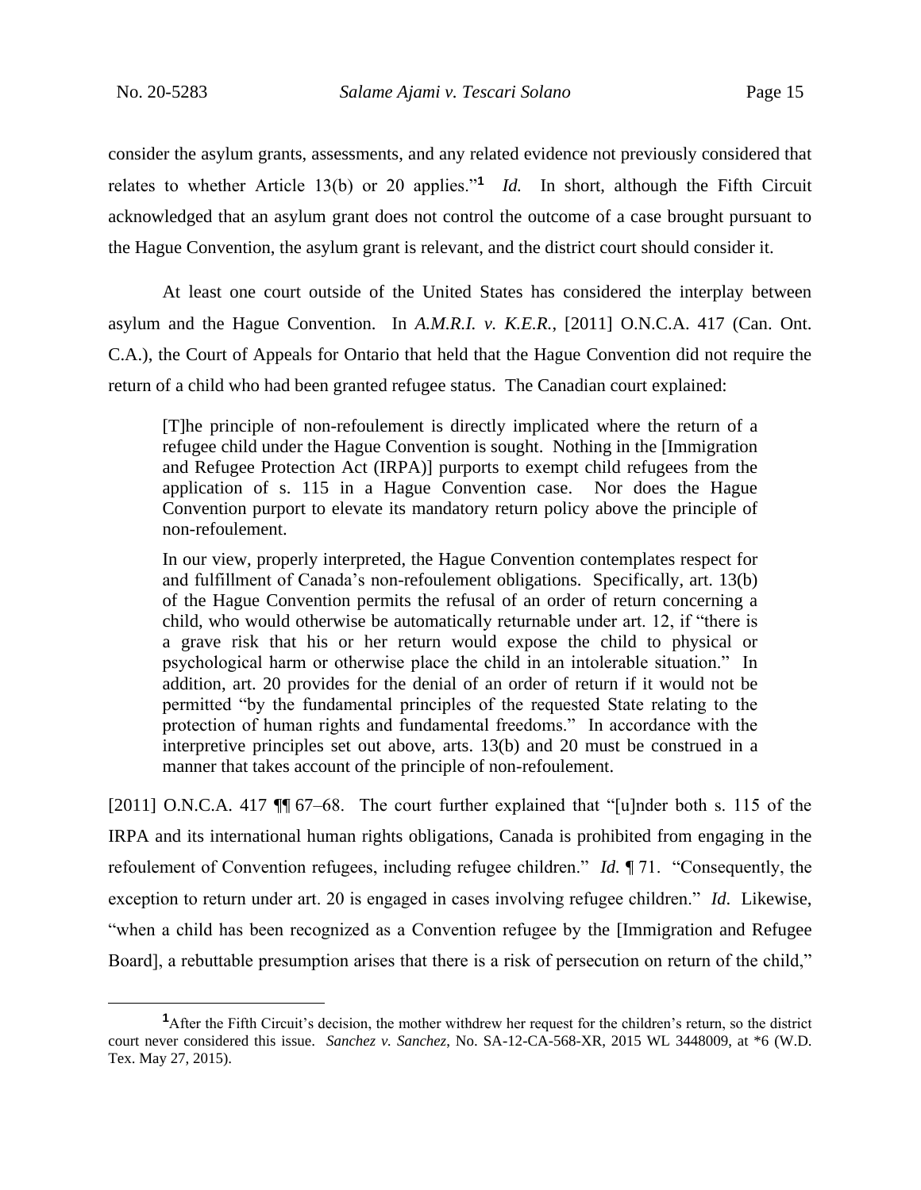consider the asylum grants, assessments, and any related evidence not previously considered that relates to whether Article 13(b) or 20 applies."[1] *Id.* In short, although the Fifth Circuit acknowledged that an asylum grant does not control the outcome of a case brought pursuant to the Hague Convention, the asylum grant is relevant, and the district court should consider it.

At least one court outside of the United States has considered the interplay between asylum and the Hague Convention. In *A.M.R.I. v. K.E.R.*, [2011] O.N.C.A. 417 (Can. Ont. C.A.), the Court of Appeals for Ontario that held that the Hague Convention did not require the return of a child who had been granted refugee status. The Canadian court explained:

> [T]he principle of non-refoulement is directly implicated where the return of a refugee child under the Hague Convention is sought. Nothing in the [Immigration and Refugee Protection Act (IRPA)] purports to exempt child refugees from the application of s. 115 in a Hague Convention case. Nor does the Hague Convention purport to elevate its mandatory return policy above the principle of non-refoulement.
>
> In our view, properly interpreted, the Hague Convention contemplates respect for and fulfillment of Canada's non-refoulement obligations. Specifically, art. 13(b) of the Hague Convention permits the refusal of an order of return concerning a child, who would otherwise be automatically returnable under art. 12, if "there is a grave risk that his or her return would expose the child to physical or psychological harm or otherwise place the child in an intolerable situation." In addition, art. 20 provides for the denial of an order of return if it would not be permitted "by the fundamental principles of the requested State relating to the protection of human rights and fundamental freedoms." In accordance with the interpretive principles set out above, arts. 13(b) and 20 must be construed in a manner that takes account of the principle of non-refoulement.

[2011] O.N.C.A. 417 ¶¶ 67–68. The court further explained that "[u]nder both s. 115 of the IRPA and its international human rights obligations, Canada is prohibited from engaging in the refoulement of Convention refugees, including refugee children." *Id.* ¶ 71. "Consequently, the exception to return under art. 20 is engaged in cases involving refugee children." *Id*. Likewise, "when a child has been recognized as a Convention refugee by the [Immigration and Refugee Board], a rebuttable presumption arises that there is a risk of persecution on return of the child,"

[1] After the Fifth Circuit's decision, the mother withdrew her request for the children's return, so the district court never considered this issue. *Sanchez v. Sanchez*, No. SA-12-CA-568-XR, 2015 WL 3448009, at *6 (W.D. Tex. May 27, 2015).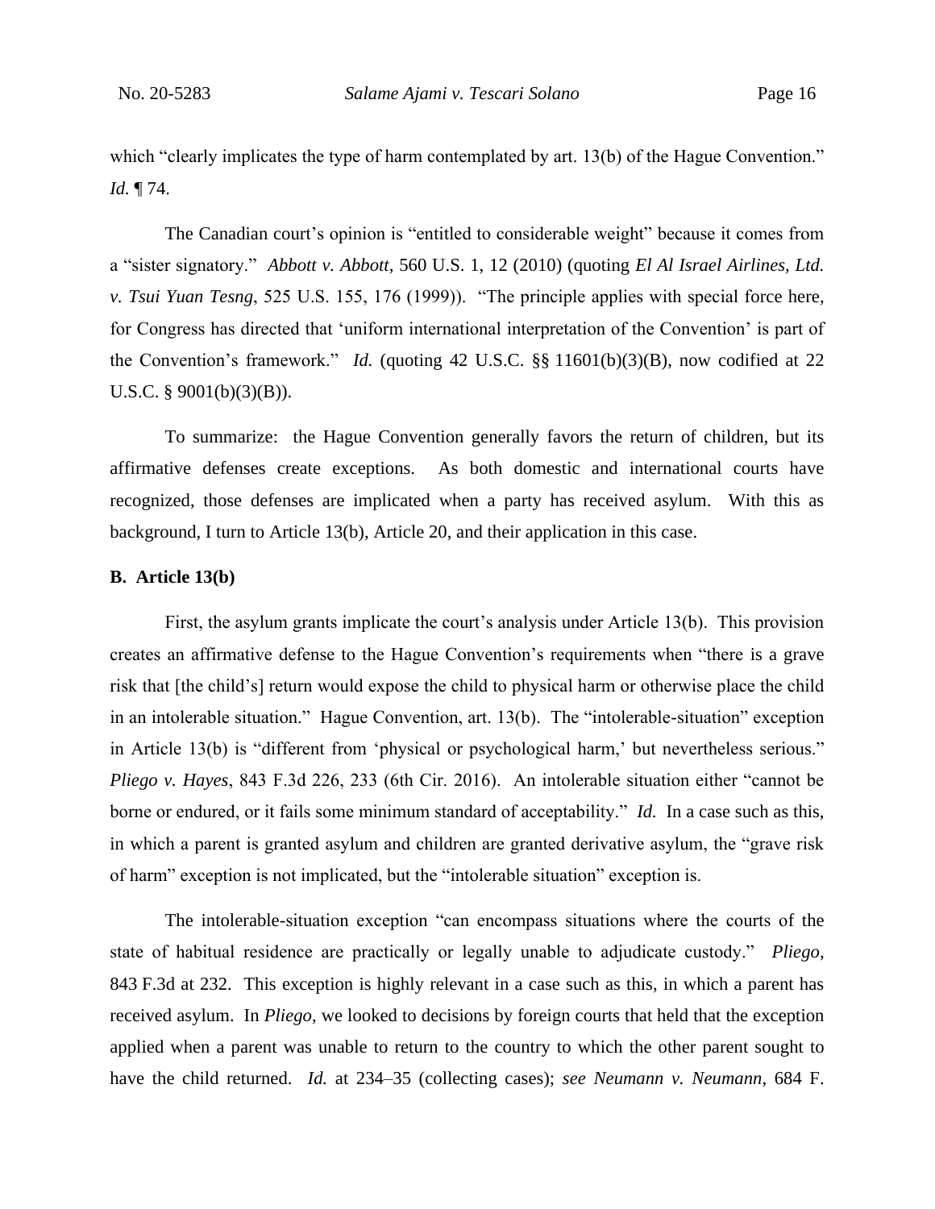which "clearly implicates the type of harm contemplated by art. 13(b) of the Hague Convention." *Id.* ¶ 74.

The Canadian court's opinion is "entitled to considerable weight" because it comes from a "sister signatory." *Abbott v. Abbott*, 560 U.S. 1, 12 (2010) (quoting *El Al Israel Airlines, Ltd. v. Tsui Yuan Tesng*, 525 U.S. 155, 176 (1999)). "The principle applies with special force here, for Congress has directed that 'uniform international interpretation of the Convention' is part of the Convention's framework." *Id.* (quoting 42 U.S.C. §§ 11601(b)(3)(B), now codified at 22 U.S.C. § 9001(b)(3)(B)).

To summarize: the Hague Convention generally favors the return of children, but its affirmative defenses create exceptions. As both domestic and international courts have recognized, those defenses are implicated when a party has received asylum. With this as background, I turn to Article 13(b), Article 20, and their application in this case.

**B. Article 13(b)**

First, the asylum grants implicate the court's analysis under Article 13(b). This provision creates an affirmative defense to the Hague Convention's requirements when "there is a grave risk that [the child's] return would expose the child to physical harm or otherwise place the child in an intolerable situation." Hague Convention, art. 13(b). The "intolerable-situation" exception in Article 13(b) is "different from 'physical or psychological harm,' but nevertheless serious." *Pliego v. Hayes*, 843 F.3d 226, 233 (6th Cir. 2016). An intolerable situation either "cannot be borne or endured, or it fails some minimum standard of acceptability." *Id.* In a case such as this, in which a parent is granted asylum and children are granted derivative asylum, the "grave risk of harm" exception is not implicated, but the "intolerable situation" exception is.

The intolerable-situation exception "can encompass situations where the courts of the state of habitual residence are practically or legally unable to adjudicate custody." *Pliego*, 843 F.3d at 232. This exception is highly relevant in a case such as this, in which a parent has received asylum. In *Pliego*, we looked to decisions by foreign courts that held that the exception applied when a parent was unable to return to the country to which the other parent sought to have the child returned. *Id.* at 234–35 (collecting cases); *see Neumann v. Neumann*, 684 F.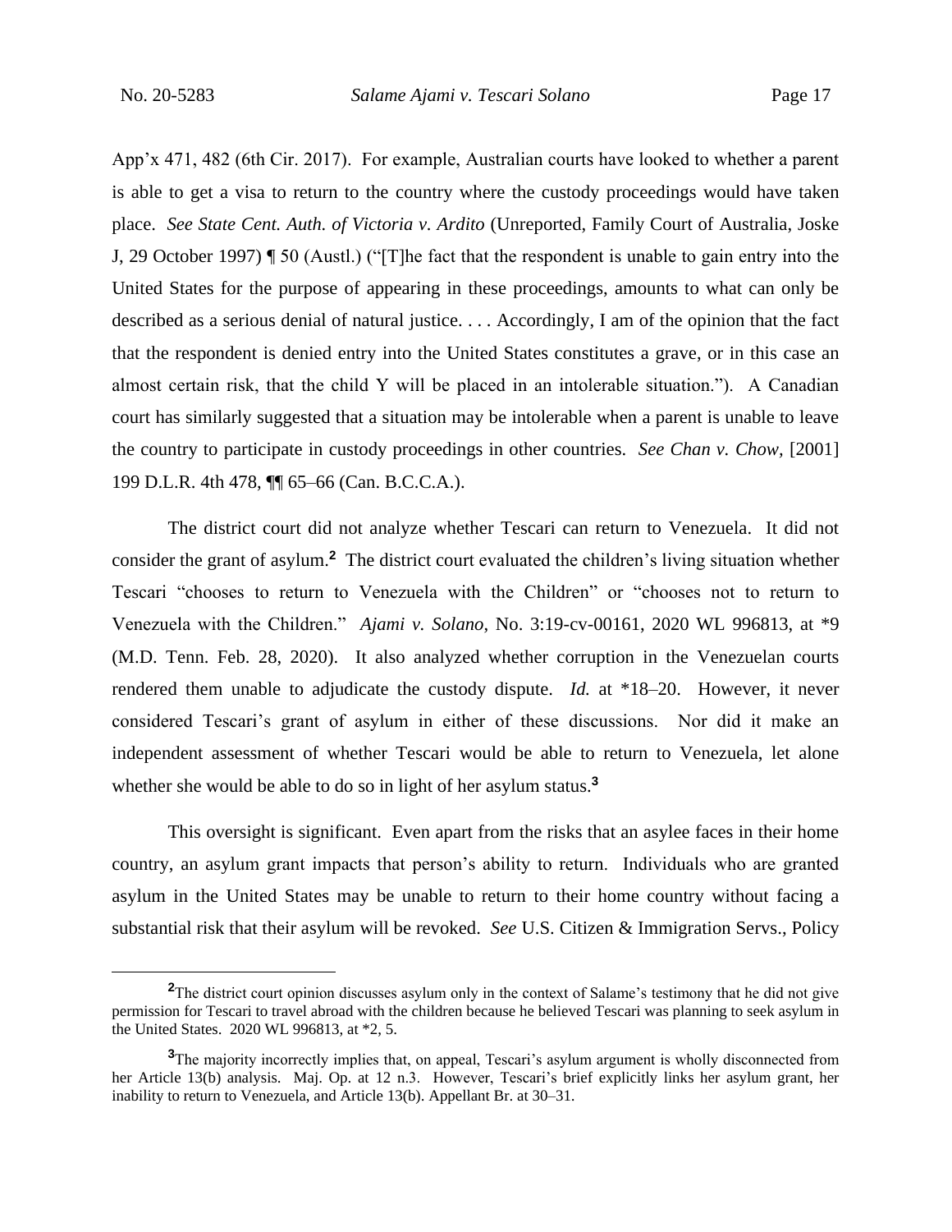App'x 471, 482 (6th Cir. 2017). For example, Australian courts have looked to whether a parent is able to get a visa to return to the country where the custody proceedings would have taken place. *See State Cent. Auth. of Victoria v. Ardito* (Unreported, Family Court of Australia, Joske J, 29 October 1997) ¶ 50 (Austl.) ("[T]he fact that the respondent is unable to gain entry into the United States for the purpose of appearing in these proceedings, amounts to what can only be described as a serious denial of natural justice. . . . Accordingly, I am of the opinion that the fact that the respondent is denied entry into the United States constitutes a grave, or in this case an almost certain risk, that the child Y will be placed in an intolerable situation."). A Canadian court has similarly suggested that a situation may be intolerable when a parent is unable to leave the country to participate in custody proceedings in other countries. *See Chan v. Chow*, [2001] 199 D.L.R. 4th 478, ¶¶ 65–66 (Can. B.C.C.A.).

The district court did not analyze whether Tescari can return to Venezuela. It did not consider the grant of asylum.[2] The district court evaluated the children's living situation whether Tescari "chooses to return to Venezuela with the Children" or "chooses not to return to Venezuela with the Children." *Ajami v. Solano*, No. 3:19-cv-00161, 2020 WL 996813, at *9 (M.D. Tenn. Feb. 28, 2020). It also analyzed whether corruption in the Venezuelan courts rendered them unable to adjudicate the custody dispute. *Id.* at *18–20. However, it never considered Tescari's grant of asylum in either of these discussions. Nor did it make an independent assessment of whether Tescari would be able to return to Venezuela, let alone whether she would be able to do so in light of her asylum status.[3]

This oversight is significant. Even apart from the risks that an asylee faces in their home country, an asylum grant impacts that person's ability to return. Individuals who are granted asylum in the United States may be unable to return to their home country without facing a substantial risk that their asylum will be revoked. *See* U.S. Citizen & Immigration Servs., Policy

---

[2] The district court opinion discusses asylum only in the context of Salame's testimony that he did not give permission for Tescari to travel abroad with the children because he believed Tescari was planning to seek asylum in the United States. 2020 WL 996813, at *2, 5.

[3] The majority incorrectly implies that, on appeal, Tescari's asylum argument is wholly disconnected from her Article 13(b) analysis. Maj. Op. at 12 n.3. However, Tescari's brief explicitly links her asylum grant, her inability to return to Venezuela, and Article 13(b). Appellant Br. at 30–31.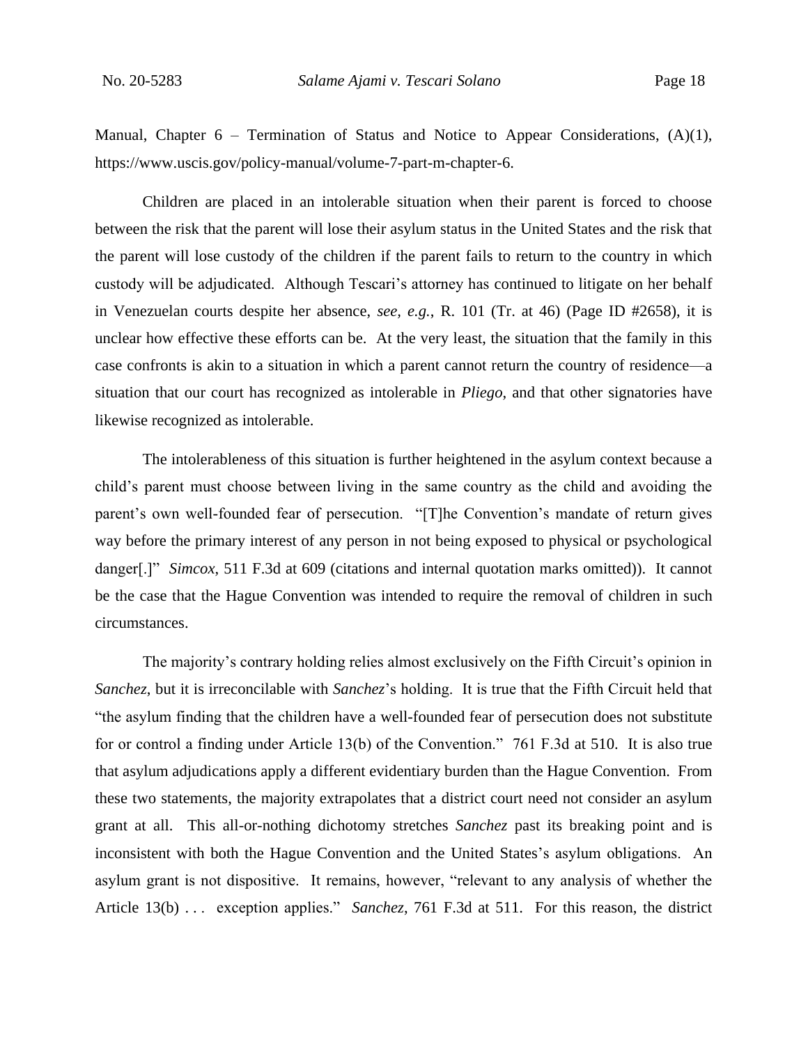Manual, Chapter 6 – Termination of Status and Notice to Appear Considerations, (A)(1), https://www.uscis.gov/policy-manual/volume-7-part-m-chapter-6.

Children are placed in an intolerable situation when their parent is forced to choose between the risk that the parent will lose their asylum status in the United States and the risk that the parent will lose custody of the children if the parent fails to return to the country in which custody will be adjudicated. Although Tescari's attorney has continued to litigate on her behalf in Venezuelan courts despite her absence, *see, e.g.*, R. 101 (Tr. at 46) (Page ID #2658), it is unclear how effective these efforts can be. At the very least, the situation that the family in this case confronts is akin to a situation in which a parent cannot return the country of residence—a situation that our court has recognized as intolerable in *Pliego*, and that other signatories have likewise recognized as intolerable.

The intolerableness of this situation is further heightened in the asylum context because a child's parent must choose between living in the same country as the child and avoiding the parent's own well-founded fear of persecution. "[T]he Convention's mandate of return gives way before the primary interest of any person in not being exposed to physical or psychological danger[.]" *Simcox*, 511 F.3d at 609 (citations and internal quotation marks omitted)). It cannot be the case that the Hague Convention was intended to require the removal of children in such circumstances.

The majority's contrary holding relies almost exclusively on the Fifth Circuit's opinion in *Sanchez*, but it is irreconcilable with *Sanchez*'s holding. It is true that the Fifth Circuit held that "the asylum finding that the children have a well-founded fear of persecution does not substitute for or control a finding under Article 13(b) of the Convention." 761 F.3d at 510. It is also true that asylum adjudications apply a different evidentiary burden than the Hague Convention. From these two statements, the majority extrapolates that a district court need not consider an asylum grant at all. This all-or-nothing dichotomy stretches *Sanchez* past its breaking point and is inconsistent with both the Hague Convention and the United States's asylum obligations. An asylum grant is not dispositive. It remains, however, "relevant to any analysis of whether the Article 13(b) . . . exception applies." *Sanchez*, 761 F.3d at 511. For this reason, the district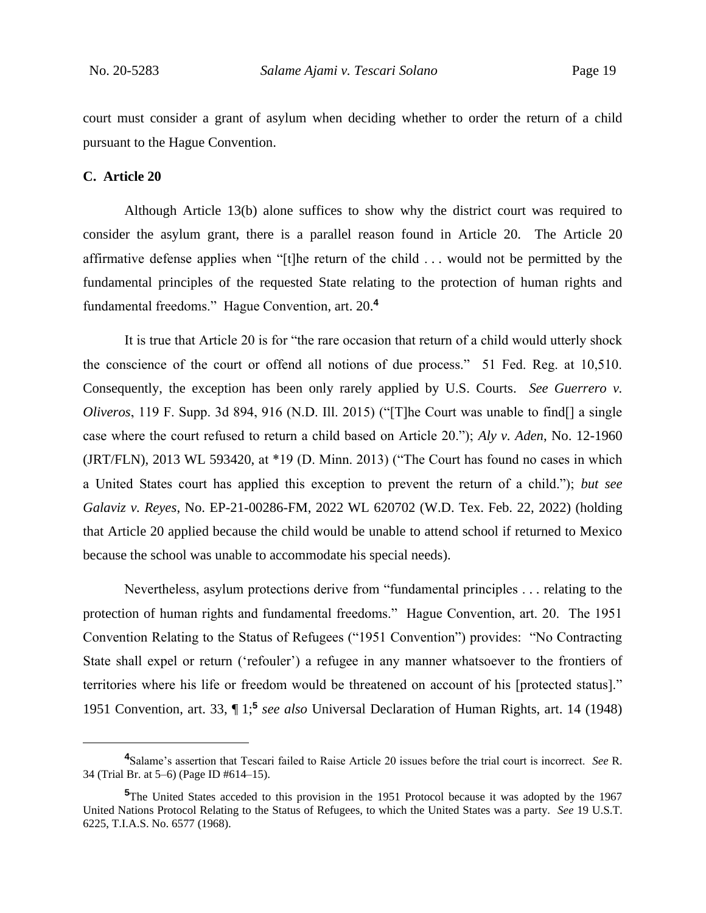court must consider a grant of asylum when deciding whether to order the return of a child pursuant to the Hague Convention.

**C. Article 20**

Although Article 13(b) alone suffices to show why the district court was required to consider the asylum grant, there is a parallel reason found in Article 20. The Article 20 affirmative defense applies when "[t]he return of the child . . . would not be permitted by the fundamental principles of the requested State relating to the protection of human rights and fundamental freedoms." Hague Convention, art. 20.[4]

It is true that Article 20 is for "the rare occasion that return of a child would utterly shock the conscience of the court or offend all notions of due process." 51 Fed. Reg. at 10,510. Consequently, the exception has been only rarely applied by U.S. Courts. *See Guerrero v. Oliveros*, 119 F. Supp. 3d 894, 916 (N.D. Ill. 2015) ("[T]he Court was unable to find[] a single case where the court refused to return a child based on Article 20."); *Aly v. Aden*, No. 12-1960 (JRT/FLN), 2013 WL 593420, at *19 (D. Minn. 2013) ("The Court has found no cases in which a United States court has applied this exception to prevent the return of a child."); *but see Galaviz v. Reyes*, No. EP-21-00286-FM, 2022 WL 620702 (W.D. Tex. Feb. 22, 2022) (holding that Article 20 applied because the child would be unable to attend school if returned to Mexico because the school was unable to accommodate his special needs).

Nevertheless, asylum protections derive from "fundamental principles . . . relating to the protection of human rights and fundamental freedoms." Hague Convention, art. 20. The 1951 Convention Relating to the Status of Refugees ("1951 Convention") provides: "No Contracting State shall expel or return ('refouler') a refugee in any manner whatsoever to the frontiers of territories where his life or freedom would be threatened on account of his [protected status]." 1951 Convention, art. 33, ¶ 1;[5] *see also* Universal Declaration of Human Rights, art. 14 (1948)

---

[4] Salame's assertion that Tescari failed to Raise Article 20 issues before the trial court is incorrect. *See* R. 34 (Trial Br. at 5–6) (Page ID #614–15).

[5] The United States acceded to this provision in the 1951 Protocol because it was adopted by the 1967 United Nations Protocol Relating to the Status of Refugees, to which the United States was a party. *See* 19 U.S.T. 6225, T.I.A.S. No. 6577 (1968).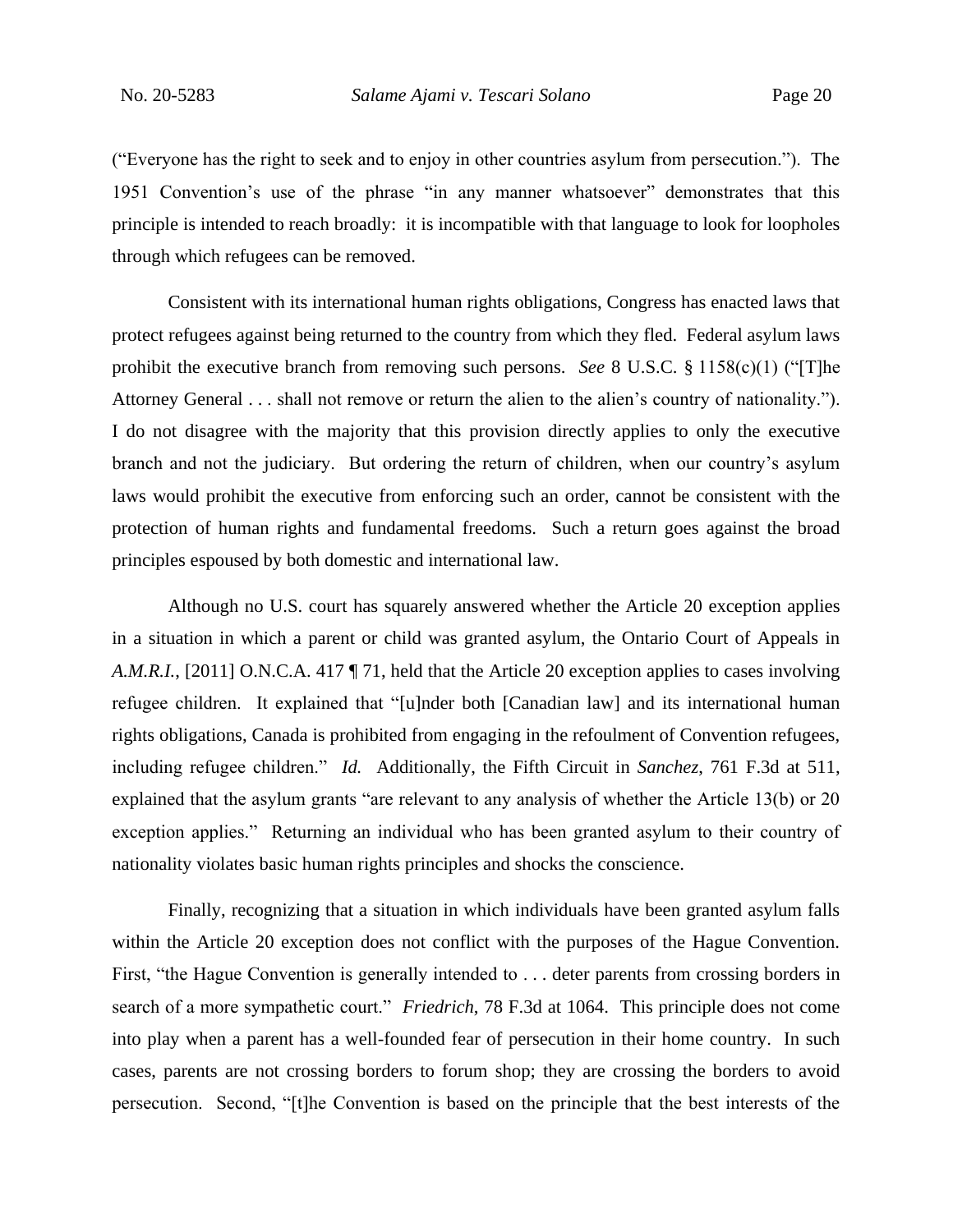("Everyone has the right to seek and to enjoy in other countries asylum from persecution."). The 1951 Convention's use of the phrase "in any manner whatsoever" demonstrates that this principle is intended to reach broadly: it is incompatible with that language to look for loopholes through which refugees can be removed.

Consistent with its international human rights obligations, Congress has enacted laws that protect refugees against being returned to the country from which they fled. Federal asylum laws prohibit the executive branch from removing such persons. *See* 8 U.S.C. § 1158(c)(1) ("[T]he Attorney General . . . shall not remove or return the alien to the alien's country of nationality."). I do not disagree with the majority that this provision directly applies to only the executive branch and not the judiciary. But ordering the return of children, when our country's asylum laws would prohibit the executive from enforcing such an order, cannot be consistent with the protection of human rights and fundamental freedoms. Such a return goes against the broad principles espoused by both domestic and international law.

Although no U.S. court has squarely answered whether the Article 20 exception applies in a situation in which a parent or child was granted asylum, the Ontario Court of Appeals in *A.M.R.I.*, [2011] O.N.C.A. 417 ¶ 71, held that the Article 20 exception applies to cases involving refugee children. It explained that "[u]nder both [Canadian law] and its international human rights obligations, Canada is prohibited from engaging in the refoulment of Convention refugees, including refugee children." *Id.* Additionally, the Fifth Circuit in *Sanchez*, 761 F.3d at 511, explained that the asylum grants "are relevant to any analysis of whether the Article 13(b) or 20 exception applies." Returning an individual who has been granted asylum to their country of nationality violates basic human rights principles and shocks the conscience.

Finally, recognizing that a situation in which individuals have been granted asylum falls within the Article 20 exception does not conflict with the purposes of the Hague Convention. First, "the Hague Convention is generally intended to . . . deter parents from crossing borders in search of a more sympathetic court." *Friedrich*, 78 F.3d at 1064. This principle does not come into play when a parent has a well-founded fear of persecution in their home country. In such cases, parents are not crossing borders to forum shop; they are crossing the borders to avoid persecution. Second, "[t]he Convention is based on the principle that the best interests of the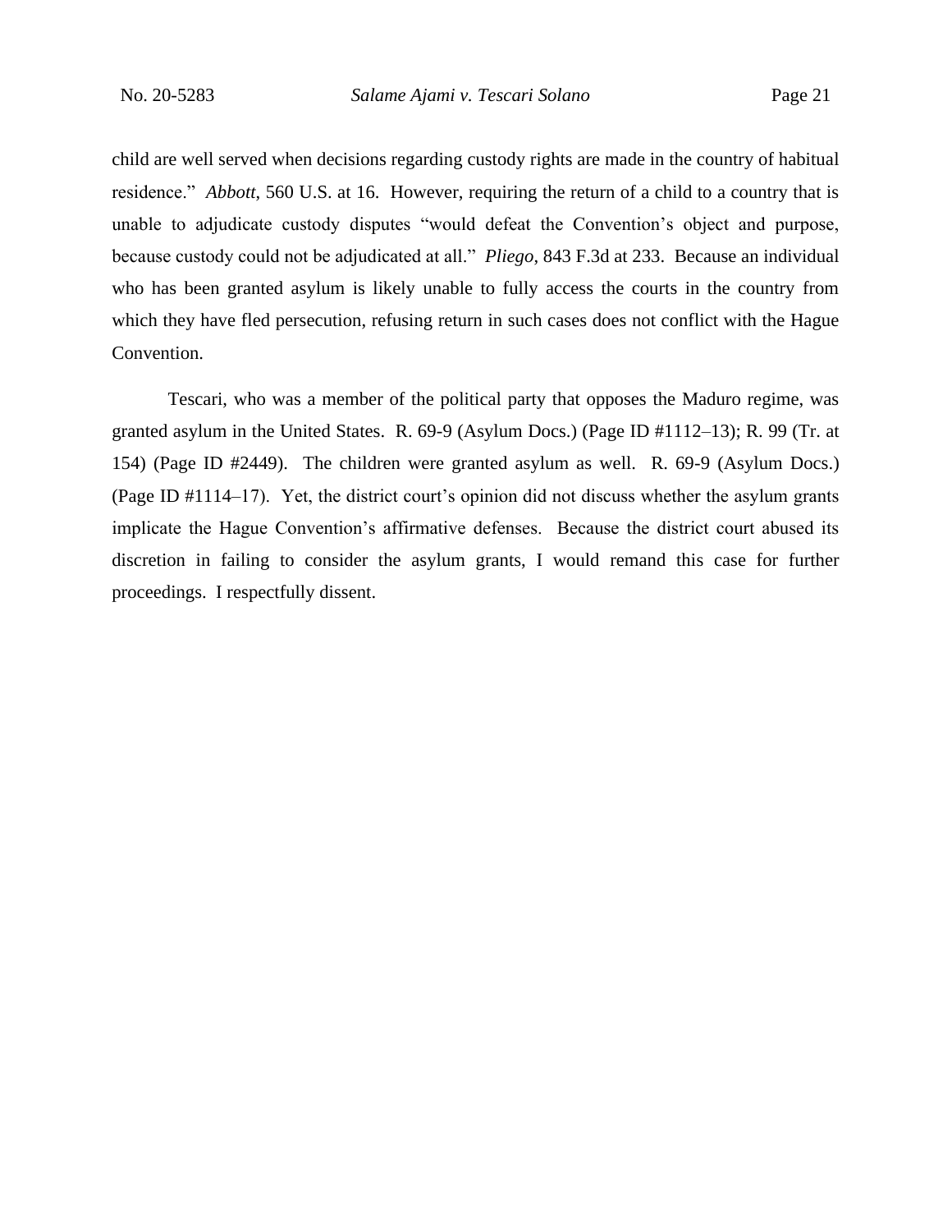child are well served when decisions regarding custody rights are made in the country of habitual residence." *Abbott*, 560 U.S. at 16. However, requiring the return of a child to a country that is unable to adjudicate custody disputes "would defeat the Convention's object and purpose, because custody could not be adjudicated at all." *Pliego*, 843 F.3d at 233. Because an individual who has been granted asylum is likely unable to fully access the courts in the country from which they have fled persecution, refusing return in such cases does not conflict with the Hague Convention.

Tescari, who was a member of the political party that opposes the Maduro regime, was granted asylum in the United States. R. 69-9 (Asylum Docs.) (Page ID #1112–13); R. 99 (Tr. at 154) (Page ID #2449). The children were granted asylum as well. R. 69-9 (Asylum Docs.) (Page ID #1114–17). Yet, the district court's opinion did not discuss whether the asylum grants implicate the Hague Convention's affirmative defenses. Because the district court abused its discretion in failing to consider the asylum grants, I would remand this case for further proceedings. I respectfully dissent.